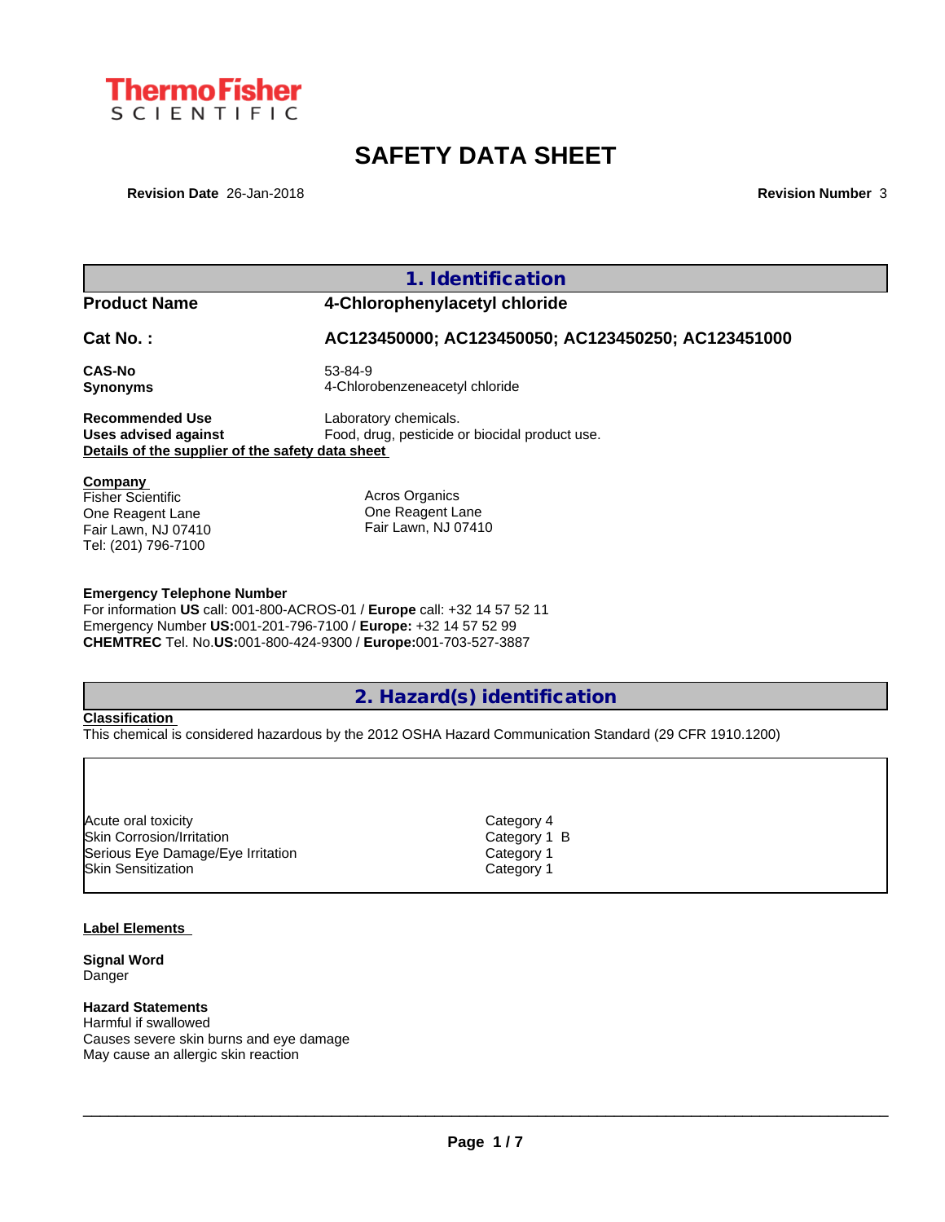Thermo Fisher SCIENTIFIC

# SAFETY DATA SHEET

**Revision Date** 26-Jan-2018 **Revision Number** 3

## 1. Identification

| | |
|---|---|
| **Product Name** | **4-Chlorophenylacetyl chloride** |
| **Cat No. :** | **AC123450000; AC123450050; AC123450250; AC123451000** |
| **CAS-No** | 53-84-9 |
| **Synonyms** | 4-Chlorobenzeneacetyl chloride |
| **Recommended Use** | Laboratory chemicals. |
| **Uses advised against** | Food, drug, pesticide or biocidal product use. |

**Details of the supplier of the safety data sheet**

**Company**

Fisher Scientific
One Reagent Lane
Fair Lawn, NJ 07410
Tel: (201) 796-7100

Acros Organics
One Reagent Lane
Fair Lawn, NJ 07410

**Emergency Telephone Number**
For information **US** call: 001-800-ACROS-01 / **Europe** call: +32 14 57 52 11
Emergency Number **US:**001-201-796-7100 / **Europe:** +32 14 57 52 99
**CHEMTREC** Tel. No.**US:**001-800-424-9300 / **Europe:**001-703-527-3887

## 2. Hazard(s) identification

**Classification**
This chemical is considered hazardous by the 2012 OSHA Hazard Communication Standard (29 CFR 1910.1200)

| | |
|---|---|
| Acute oral toxicity | Category 4 |
| Skin Corrosion/Irritation | Category 1 B |
| Serious Eye Damage/Eye Irritation | Category 1 |
| Skin Sensitization | Category 1 |

**Label Elements**

**Signal Word**
Danger

**Hazard Statements**
Harmful if swallowed
Causes severe skin burns and eye damage
May cause an allergic skin reaction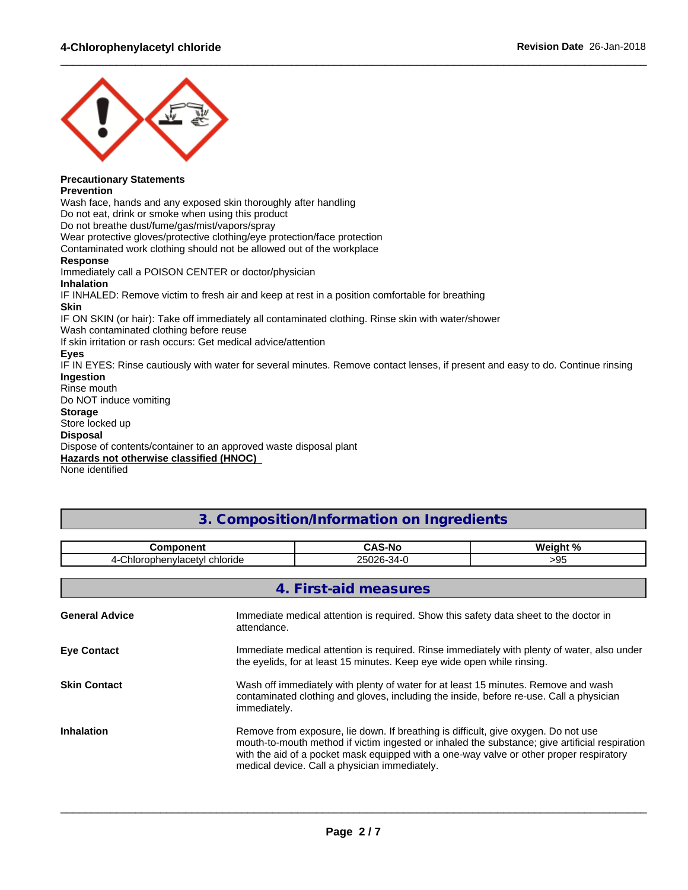**Precautionary Statements**

**Prevention**

Wash face, hands and any exposed skin thoroughly after handling
Do not eat, drink or smoke when using this product
Do not breathe dust/fume/gas/mist/vapors/spray
Wear protective gloves/protective clothing/eye protection/face protection
Contaminated work clothing should not be allowed out of the workplace

**Response**

Immediately call a POISON CENTER or doctor/physician

**Inhalation**

IF INHALED: Remove victim to fresh air and keep at rest in a position comfortable for breathing

**Skin**

IF ON SKIN (or hair): Take off immediately all contaminated clothing. Rinse skin with water/shower
Wash contaminated clothing before reuse
If skin irritation or rash occurs: Get medical advice/attention

**Eyes**

IF IN EYES: Rinse cautiously with water for several minutes. Remove contact lenses, if present and easy to do. Continue rinsing

**Ingestion**

Rinse mouth
Do NOT induce vomiting

**Storage**

Store locked up

**Disposal**

Dispose of contents/container to an approved waste disposal plant

**Hazards not otherwise classified (HNOC)**

None identified

## 3. Composition/Information on Ingredients

| Component | CAS-No | Weight % |
|---|---|---|
| 4-Chlorophenylacetyl chloride | 25026-34-0 | >95 |

## 4. First-aid measures

**General Advice**
Immediate medical attention is required. Show this safety data sheet to the doctor in attendance.

**Eye Contact**
Immediate medical attention is required. Rinse immediately with plenty of water, also under the eyelids, for at least 15 minutes. Keep eye wide open while rinsing.

**Skin Contact**
Wash off immediately with plenty of water for at least 15 minutes. Remove and wash contaminated clothing and gloves, including the inside, before re-use. Call a physician immediately.

**Inhalation**
Remove from exposure, lie down. If breathing is difficult, give oxygen. Do not use mouth-to-mouth method if victim ingested or inhaled the substance; give artificial respiration with the aid of a pocket mask equipped with a one-way valve or other proper respiratory medical device. Call a physician immediately.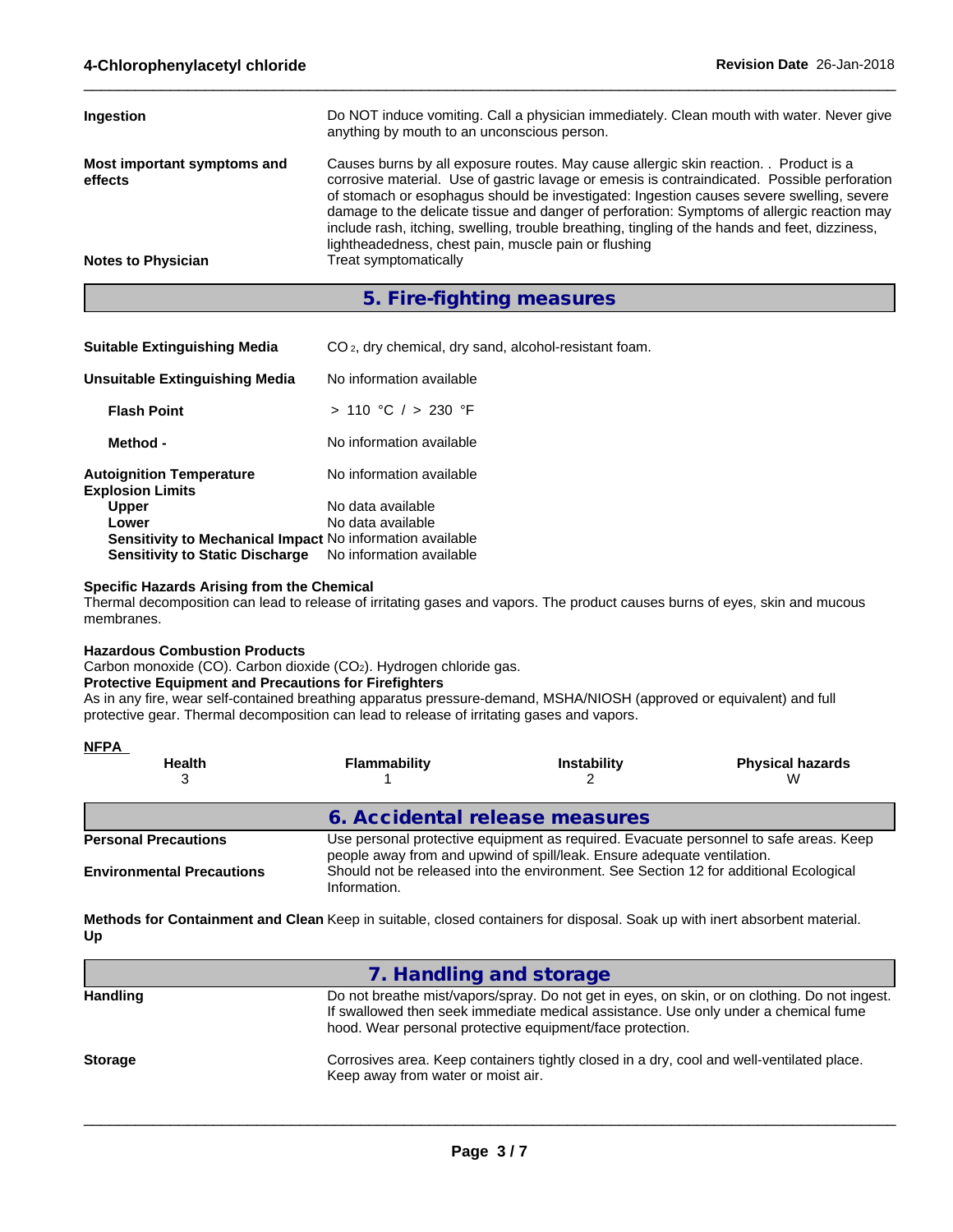**Ingestion** Do NOT induce vomiting. Call a physician immediately. Clean mouth with water. Never give anything by mouth to an unconscious person.

**Most important symptoms and effects** Causes burns by all exposure routes. May cause allergic skin reaction. . Product is a corrosive material. Use of gastric lavage or emesis is contraindicated. Possible perforation of stomach or esophagus should be investigated: Ingestion causes severe swelling, severe damage to the delicate tissue and danger of perforation: Symptoms of allergic reaction may include rash, itching, swelling, trouble breathing, tingling of the hands and feet, dizziness, lightheadedness, chest pain, muscle pain or flushing

**Notes to Physician** Treat symptomatically

## 5. Fire-fighting measures

**Suitable Extinguishing Media** $CO_2$, dry chemical, dry sand, alcohol-resistant foam.

**Unsuitable Extinguishing Media** No information available

**Flash Point** > 110 °C / > 230 °F

**Method -** No information available

**Autoignition Temperature** No information available

**Explosion Limits**

**Upper** No data available

**Lower** No data available

**Sensitivity to Mechanical Impact** No information available

**Sensitivity to Static Discharge** No information available

**Specific Hazards Arising from the Chemical**

Thermal decomposition can lead to release of irritating gases and vapors. The product causes burns of eyes, skin and mucous membranes.

**Hazardous Combustion Products**

Carbon monoxide (CO). Carbon dioxide ($CO_2$). Hydrogen chloride gas.

**Protective Equipment and Precautions for Firefighters**

As in any fire, wear self-contained breathing apparatus pressure-demand, MSHA/NIOSH (approved or equivalent) and full protective gear. Thermal decomposition can lead to release of irritating gases and vapors.

**NFPA**

| Health | Flammability | Instability | Physical hazards |
|---|---|---|---|
| 3 | 1 | 2 | W |

## 6. Accidental release measures

**Personal Precautions** Use personal protective equipment as required. Evacuate personnel to safe areas. Keep people away from and upwind of spill/leak. Ensure adequate ventilation.

**Environmental Precautions** Should not be released into the environment. See Section 12 for additional Ecological Information.

**Methods for Containment and Clean Up** Keep in suitable, closed containers for disposal. Soak up with inert absorbent material.

## 7. Handling and storage

**Handling** Do not breathe mist/vapors/spray. Do not get in eyes, on skin, or on clothing. Do not ingest. If swallowed then seek immediate medical assistance. Use only under a chemical fume hood. Wear personal protective equipment/face protection.

**Storage** Corrosives area. Keep containers tightly closed in a dry, cool and well-ventilated place. Keep away from water or moist air.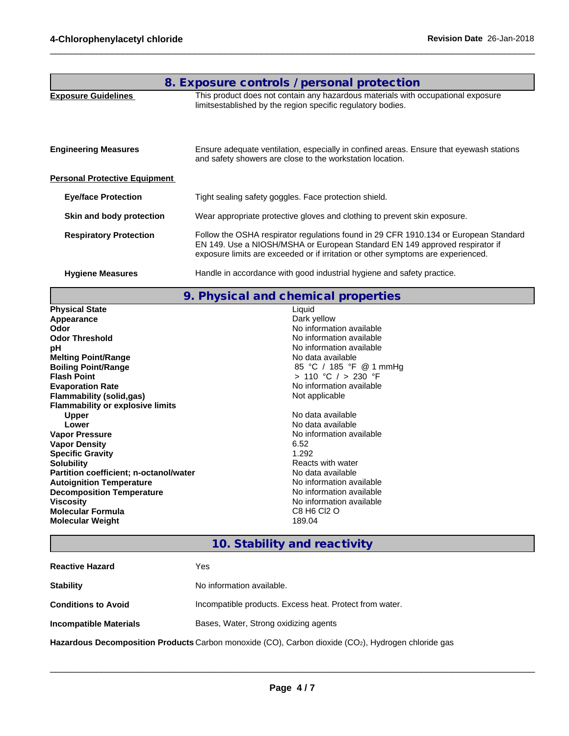## 8. Exposure controls / personal protection

**Exposure Guidelines**

This product does not contain any hazardous materials with occupational exposure limitsestablished by the region specific regulatory bodies.

**Engineering Measures**

Ensure adequate ventilation, especially in confined areas. Ensure that eyewash stations and safety showers are close to the workstation location.

**Personal Protective Equipment**

**Eye/face Protection**

Tight sealing safety goggles. Face protection shield.

**Skin and body protection**

Wear appropriate protective gloves and clothing to prevent skin exposure.

**Respiratory Protection**

Follow the OSHA respirator regulations found in 29 CFR 1910.134 or European Standard EN 149. Use a NIOSH/MSHA or European Standard EN 149 approved respirator if exposure limits are exceeded or if irritation or other symptoms are experienced.

**Hygiene Measures**

Handle in accordance with good industrial hygiene and safety practice.

## 9. Physical and chemical properties

| | |
|---|---|
| **Physical State** | Liquid |
| **Appearance** | Dark yellow |
| **Odor** | No information available |
| **Odor Threshold** | No information available |
| **pH** | No information available |
| **Melting Point/Range** | No data available |
| **Boiling Point/Range** | 85 °C / 185 °F @ 1 mmHg |
| **Flash Point** | > 110 °C / > 230 °F |
| **Evaporation Rate** | No information available |
| **Flammability (solid,gas)** | Not applicable |
| **Flammability or explosive limits** | |
| **Upper** | No data available |
| **Lower** | No data available |
| **Vapor Pressure** | No information available |
| **Vapor Density** | 6.52 |
| **Specific Gravity** | 1.292 |
| **Solubility** | Reacts with water |
| **Partition coefficient; n-octanol/water** | No data available |
| **Autoignition Temperature** | No information available |
| **Decomposition Temperature** | No information available |
| **Viscosity** | No information available |
| **Molecular Formula** | C8 H6 Cl2 O |
| **Molecular Weight** | 189.04 |

## 10. Stability and reactivity

**Reactive Hazard**

Yes

**Stability**

No information available.

**Conditions to Avoid**

Incompatible products. Excess heat. Protect from water.

**Incompatible Materials**

Bases, Water, Strong oxidizing agents

**Hazardous Decomposition Products** Carbon monoxide (CO), Carbon dioxide ($CO_2$), Hydrogen chloride gas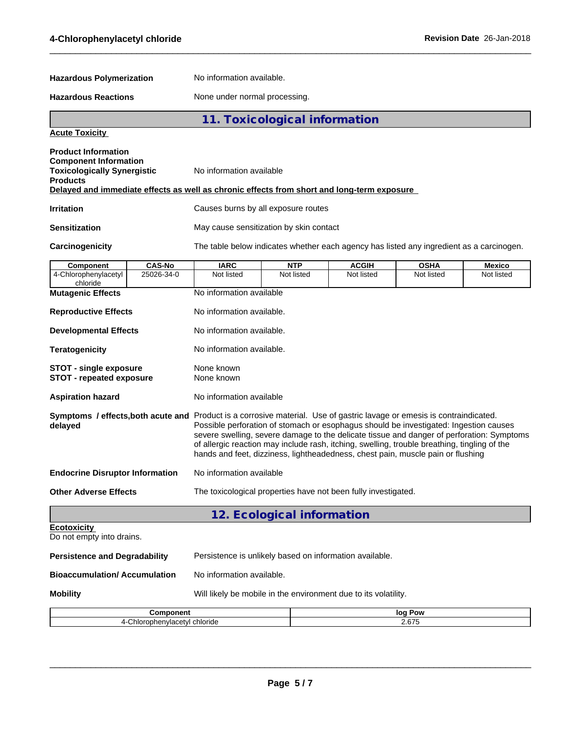**Hazardous Polymerization** No information available.

**Hazardous Reactions** None under normal processing.

## 11. Toxicological information

**Acute Toxicity**

**Product Information**
**Component Information**
**Toxicologically Synergistic Products** No information available

**Delayed and immediate effects as well as chronic effects from short and long-term exposure**

**Irritation** Causes burns by all exposure routes

**Sensitization** May cause sensitization by skin contact

**Carcinogenicity** The table below indicates whether each agency has listed any ingredient as a carcinogen.

| Component | CAS-No | IARC | NTP | ACGIH | OSHA | Mexico |
|---|---|---|---|---|---|---|
| 4-Chlorophenylacetyl chloride | 25026-34-0 | Not listed | Not listed | Not listed | Not listed | Not listed |

**Mutagenic Effects** No information available

**Reproductive Effects** No information available.

**Developmental Effects** No information available.

**Teratogenicity** No information available.

**STOT - single exposure** None known
**STOT - repeated exposure** None known

**Aspiration hazard** No information available

**Symptoms / effects,both acute and delayed** Product is a corrosive material. Use of gastric lavage or emesis is contraindicated. Possible perforation of stomach or esophagus should be investigated: Ingestion causes severe swelling, severe damage to the delicate tissue and danger of perforation: Symptoms of allergic reaction may include rash, itching, swelling, trouble breathing, tingling of the hands and feet, dizziness, lightheadedness, chest pain, muscle pain or flushing

**Endocrine Disruptor Information** No information available

**Other Adverse Effects** The toxicological properties have not been fully investigated.

## 12. Ecological information

**Ecotoxicity**
Do not empty into drains.

**Persistence and Degradability** Persistence is unlikely based on information available.

**Bioaccumulation/ Accumulation** No information available.

**Mobility** Will likely be mobile in the environment due to its volatility.

| Component | log Pow |
|---|---|
| 4-Chlorophenylacetyl chloride | 2.675 |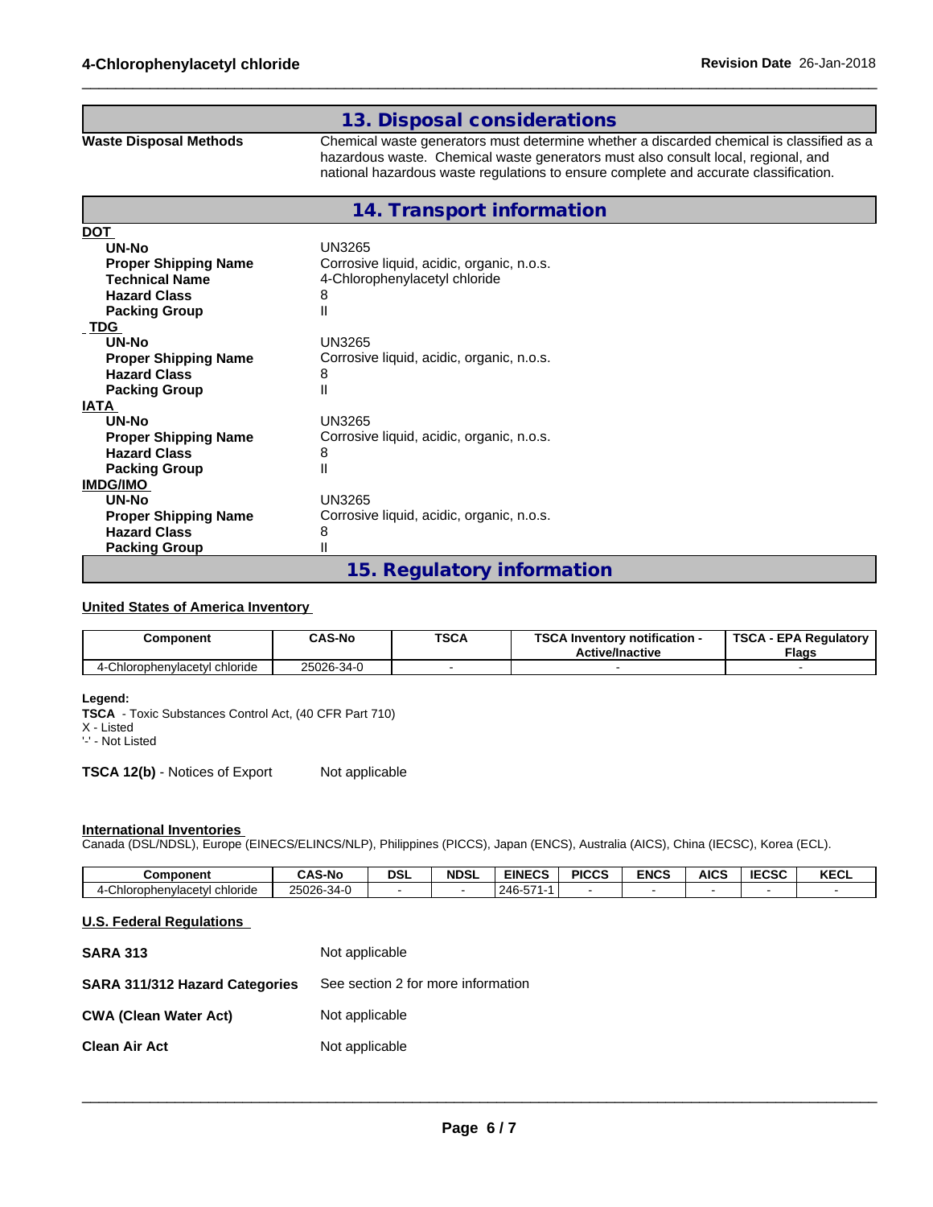## 13. Disposal considerations

**Waste Disposal Methods** Chemical waste generators must determine whether a discarded chemical is classified as a hazardous waste. Chemical waste generators must also consult local, regional, and national hazardous waste regulations to ensure complete and accurate classification.

## 14. Transport information

**DOT**

| | |
|---|---|
| **UN-No** | UN3265 |
| **Proper Shipping Name** | Corrosive liquid, acidic, organic, n.o.s. |
| **Technical Name** | 4-Chlorophenylacetyl chloride |
| **Hazard Class** | 8 |
| **Packing Group** | II |

**TDG**

| | |
|---|---|
| **UN-No** | UN3265 |
| **Proper Shipping Name** | Corrosive liquid, acidic, organic, n.o.s. |
| **Hazard Class** | 8 |
| **Packing Group** | II |

**IATA**

| | |
|---|---|
| **UN-No** | UN3265 |
| **Proper Shipping Name** | Corrosive liquid, acidic, organic, n.o.s. |
| **Hazard Class** | 8 |
| **Packing Group** | II |

**IMDG/IMO**

| | |
|---|---|
| **UN-No** | UN3265 |
| **Proper Shipping Name** | Corrosive liquid, acidic, organic, n.o.s. |
| **Hazard Class** | 8 |
| **Packing Group** | II |

## 15. Regulatory information

**United States of America Inventory**

| Component | CAS-No | TSCA | TSCA Inventory notification - Active/Inactive | TSCA - EPA Regulatory Flags |
|---|---|---|---|---|
| 4-Chlorophenylacetyl chloride | 25026-34-0 | - | - | - |

**Legend:**
**TSCA** - Toxic Substances Control Act, (40 CFR Part 710)
X - Listed
'-' - Not Listed

**TSCA 12(b)** - Notices of Export Not applicable

**International Inventories**
Canada (DSL/NDSL), Europe (EINECS/ELINCS/NLP), Philippines (PICCS), Japan (ENCS), Australia (AICS), China (IECSC), Korea (ECL).

| Component | CAS-No | DSL | NDSL | EINECS | PICCS | ENCS | AICS | IECSC | KECL |
|---|---|---|---|---|---|---|---|---|---|
| 4-Chlorophenylacetyl chloride | 25026-34-0 | - | - | 246-571-1 | - | - | - | - | - |

**U.S. Federal Regulations**

| | |
|---|---|
| **SARA 313** | Not applicable |
| **SARA 311/312 Hazard Categories** | See section 2 for more information |
| **CWA (Clean Water Act)** | Not applicable |
| **Clean Air Act** | Not applicable |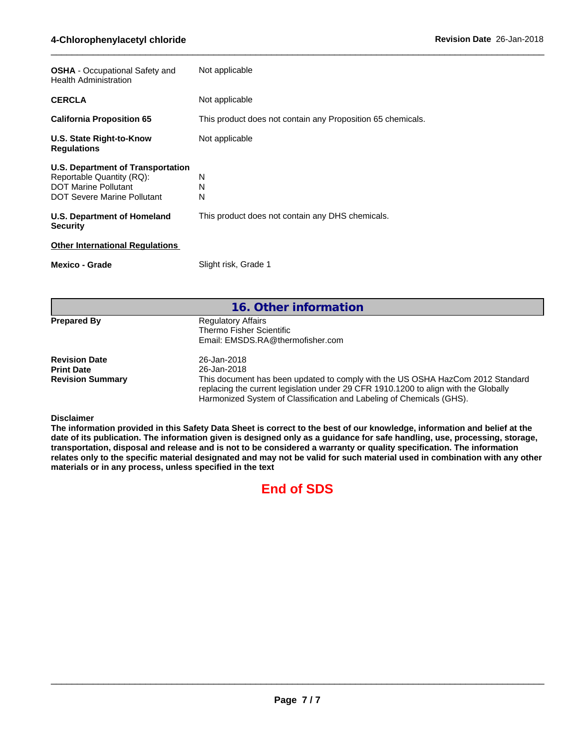**OSHA** - Occupational Safety and Health Administration: Not applicable

**CERCLA**: Not applicable

**California Proposition 65**: This product does not contain any Proposition 65 chemicals.

**U.S. State Right-to-Know Regulations**: Not applicable

**U.S. Department of Transportation**

| | |
|---|---|
| Reportable Quantity (RQ): | N |
| DOT Marine Pollutant | N |
| DOT Severe Marine Pollutant | N |

**U.S. Department of Homeland Security**: This product does not contain any DHS chemicals.

**Other International Regulations**

**Mexico - Grade**: Slight risk, Grade 1

## 16. Other information

**Prepared By**
Regulatory Affairs
Thermo Fisher Scientific
Email: EMSDS.RA@thermofisher.com

**Revision Date**: 26-Jan-2018
**Print Date**: 26-Jan-2018
**Revision Summary**: This document has been updated to comply with the US OSHA HazCom 2012 Standard replacing the current legislation under 29 CFR 1910.1200 to align with the Globally Harmonized System of Classification and Labeling of Chemicals (GHS).

**Disclaimer**

**The information provided in this Safety Data Sheet is correct to the best of our knowledge, information and belief at the date of its publication. The information given is designed only as a guidance for safe handling, use, processing, storage, transportation, disposal and release and is not to be considered a warranty or quality specification. The information relates only to the specific material designated and may not be valid for such material used in combination with any other materials or in any process, unless specified in the text**

**End of SDS**